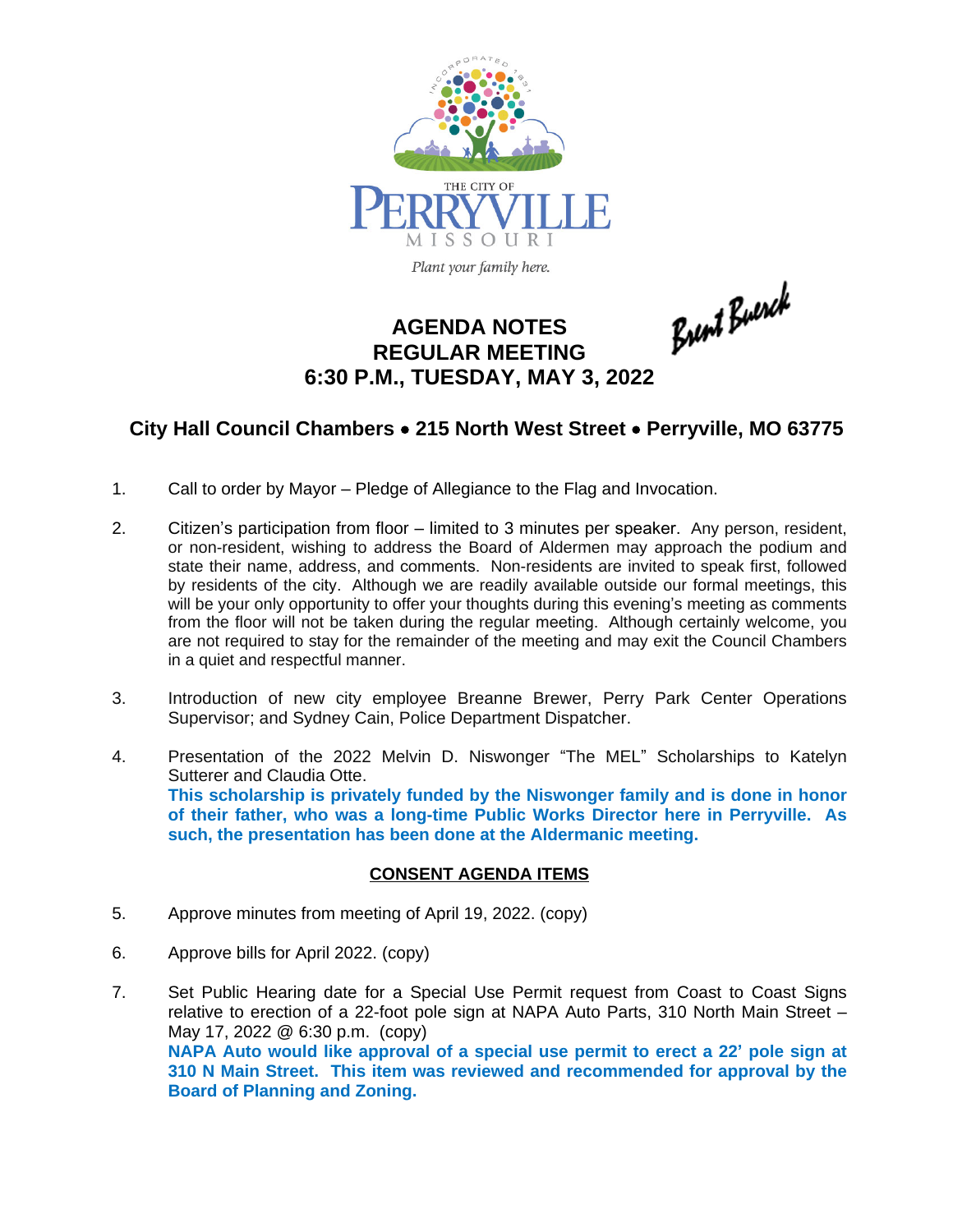THE CITY OF PERRYVILLE MISSOURI

*Plant your family here.*

Brent Buerck

# AGENDA NOTES
# REGULAR MEETING
# 6:30 P.M., TUESDAY, MAY 3, 2022

## City Hall Council Chambers • 215 North West Street • Perryville, MO 63775

1. Call to order by Mayor – Pledge of Allegiance to the Flag and Invocation.

2. Citizen's participation from floor – limited to 3 minutes per speaker. Any person, resident, or non-resident, wishing to address the Board of Aldermen may approach the podium and state their name, address, and comments. Non-residents are invited to speak first, followed by residents of the city. Although we are readily available outside our formal meetings, this will be your only opportunity to offer your thoughts during this evening's meeting as comments from the floor will not be taken during the regular meeting. Although certainly welcome, you are not required to stay for the remainder of the meeting and may exit the Council Chambers in a quiet and respectful manner.

3. Introduction of new city employee Breanne Brewer, Perry Park Center Operations Supervisor; and Sydney Cain, Police Department Dispatcher.

4. Presentation of the 2022 Melvin D. Niswonger "The MEL" Scholarships to Katelyn Sutterer and Claudia Otte.
   **This scholarship is privately funded by the Niswonger family and is done in honor of their father, who was a long-time Public Works Director here in Perryville. As such, the presentation has been done at the Aldermanic meeting.**

**CONSENT AGENDA ITEMS**

5. Approve minutes from meeting of April 19, 2022. (copy)

6. Approve bills for April 2022. (copy)

7. Set Public Hearing date for a Special Use Permit request from Coast to Coast Signs relative to erection of a 22-foot pole sign at NAPA Auto Parts, 310 North Main Street – May 17, 2022 @ 6:30 p.m. (copy)
   **NAPA Auto would like approval of a special use permit to erect a 22' pole sign at 310 N Main Street. This item was reviewed and recommended for approval by the Board of Planning and Zoning.**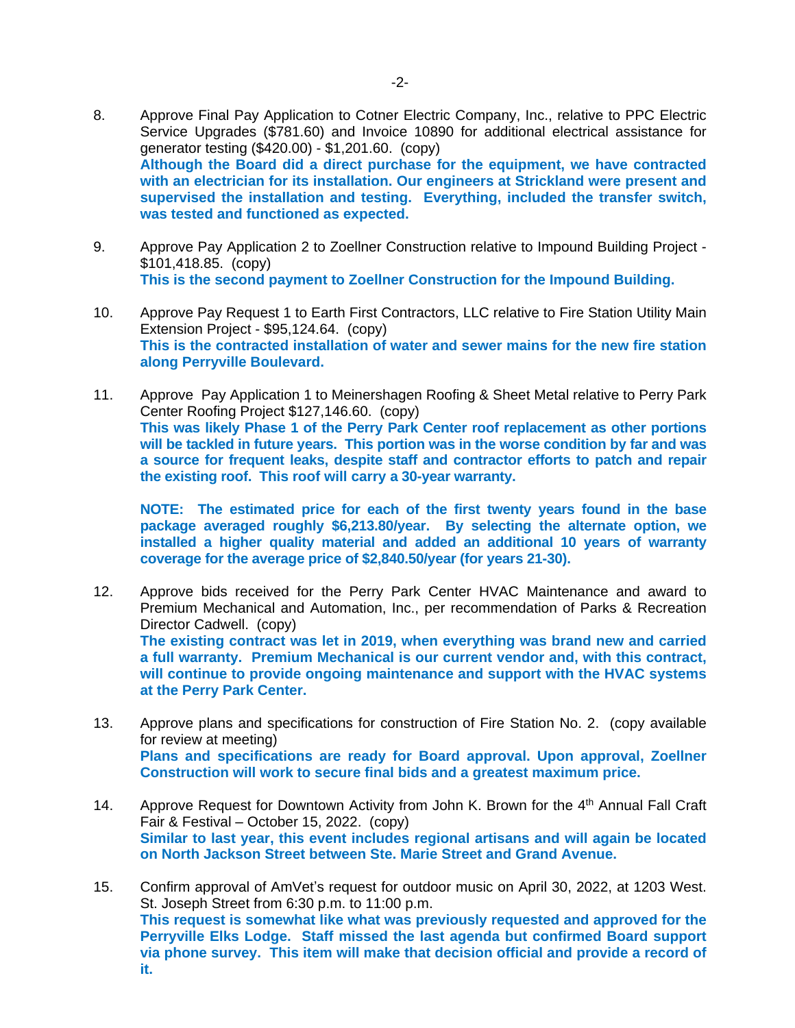8. Approve Final Pay Application to Cotner Electric Company, Inc., relative to PPC Electric Service Upgrades ($781.60) and Invoice 10890 for additional electrical assistance for generator testing ($420.00) - $1,201.60. (copy)
**Although the Board did a direct purchase for the equipment, we have contracted with an electrician for its installation. Our engineers at Strickland were present and supervised the installation and testing. Everything, included the transfer switch, was tested and functioned as expected.**

9. Approve Pay Application 2 to Zoellner Construction relative to Impound Building Project - $101,418.85. (copy)
**This is the second payment to Zoellner Construction for the Impound Building.**

10. Approve Pay Request 1 to Earth First Contractors, LLC relative to Fire Station Utility Main Extension Project - $95,124.64. (copy)
**This is the contracted installation of water and sewer mains for the new fire station along Perryville Boulevard.**

11. Approve Pay Application 1 to Meinershagen Roofing & Sheet Metal relative to Perry Park Center Roofing Project $127,146.60. (copy)
**This was likely Phase 1 of the Perry Park Center roof replacement as other portions will be tackled in future years. This portion was in the worse condition by far and was a source for frequent leaks, despite staff and contractor efforts to patch and repair the existing roof. This roof will carry a 30-year warranty.**

    **NOTE: The estimated price for each of the first twenty years found in the base package averaged roughly $6,213.80/year. By selecting the alternate option, we installed a higher quality material and added an additional 10 years of warranty coverage for the average price of $2,840.50/year (for years 21-30).**

12. Approve bids received for the Perry Park Center HVAC Maintenance and award to Premium Mechanical and Automation, Inc., per recommendation of Parks & Recreation Director Cadwell. (copy)
**The existing contract was let in 2019, when everything was brand new and carried a full warranty. Premium Mechanical is our current vendor and, with this contract, will continue to provide ongoing maintenance and support with the HVAC systems at the Perry Park Center.**

13. Approve plans and specifications for construction of Fire Station No. 2. (copy available for review at meeting)
**Plans and specifications are ready for Board approval. Upon approval, Zoellner Construction will work to secure final bids and a greatest maximum price.**

14. Approve Request for Downtown Activity from John K. Brown for the 4th Annual Fall Craft Fair & Festival – October 15, 2022. (copy)
**Similar to last year, this event includes regional artisans and will again be located on North Jackson Street between Ste. Marie Street and Grand Avenue.**

15. Confirm approval of AmVet's request for outdoor music on April 30, 2022, at 1203 West. St. Joseph Street from 6:30 p.m. to 11:00 p.m.
**This request is somewhat like what was previously requested and approved for the Perryville Elks Lodge. Staff missed the last agenda but confirmed Board support via phone survey. This item will make that decision official and provide a record of it.**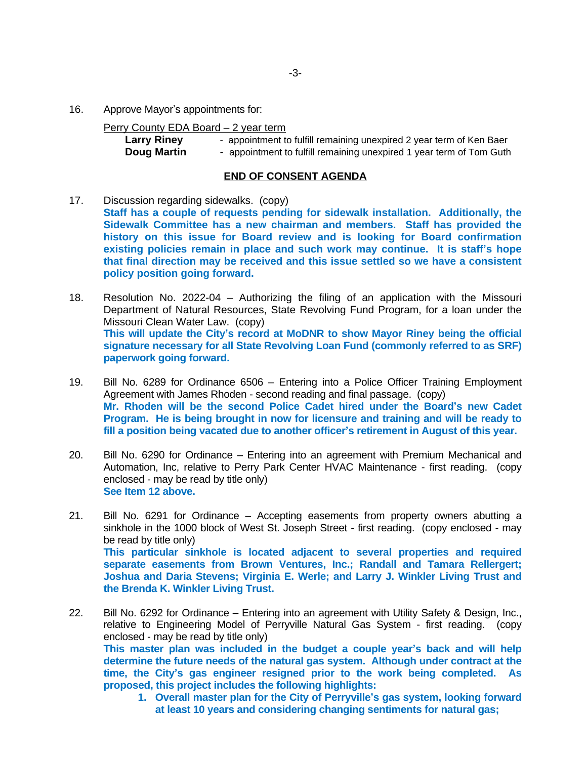16. Approve Mayor's appointments for:

    Perry County EDA Board – 2 year term

    **Larry Riney** - appointment to fulfill remaining unexpired 2 year term of Ken Baer
    **Doug Martin** - appointment to fulfill remaining unexpired 1 year term of Tom Guth

## END OF CONSENT AGENDA

17. Discussion regarding sidewalks. (copy)
    **Staff has a couple of requests pending for sidewalk installation. Additionally, the Sidewalk Committee has a new chairman and members. Staff has provided the history on this issue for Board review and is looking for Board confirmation existing policies remain in place and such work may continue. It is staff's hope that final direction may be received and this issue settled so we have a consistent policy position going forward.**

18. Resolution No. 2022-04 – Authorizing the filing of an application with the Missouri Department of Natural Resources, State Revolving Fund Program, for a loan under the Missouri Clean Water Law. (copy)
    **This will update the City's record at MoDNR to show Mayor Riney being the official signature necessary for all State Revolving Loan Fund (commonly referred to as SRF) paperwork going forward.**

19. Bill No. 6289 for Ordinance 6506 – Entering into a Police Officer Training Employment Agreement with James Rhoden - second reading and final passage. (copy)
    **Mr. Rhoden will be the second Police Cadet hired under the Board's new Cadet Program. He is being brought in now for licensure and training and will be ready to fill a position being vacated due to another officer's retirement in August of this year.**

20. Bill No. 6290 for Ordinance – Entering into an agreement with Premium Mechanical and Automation, Inc, relative to Perry Park Center HVAC Maintenance - first reading. (copy enclosed - may be read by title only)
    **See Item 12 above.**

21. Bill No. 6291 for Ordinance – Accepting easements from property owners abutting a sinkhole in the 1000 block of West St. Joseph Street - first reading. (copy enclosed - may be read by title only)
    **This particular sinkhole is located adjacent to several properties and required separate easements from Brown Ventures, Inc.; Randall and Tamara Rellergert; Joshua and Daria Stevens; Virginia E. Werle; and Larry J. Winkler Living Trust and the Brenda K. Winkler Living Trust.**

22. Bill No. 6292 for Ordinance – Entering into an agreement with Utility Safety & Design, Inc., relative to Engineering Model of Perryville Natural Gas System - first reading. (copy enclosed - may be read by title only)
    **This master plan was included in the budget a couple year's back and will help determine the future needs of the natural gas system. Although under contract at the time, the City's gas engineer resigned prior to the work being completed. As proposed, this project includes the following highlights:**
    1. **Overall master plan for the City of Perryville's gas system, looking forward at least 10 years and considering changing sentiments for natural gas;**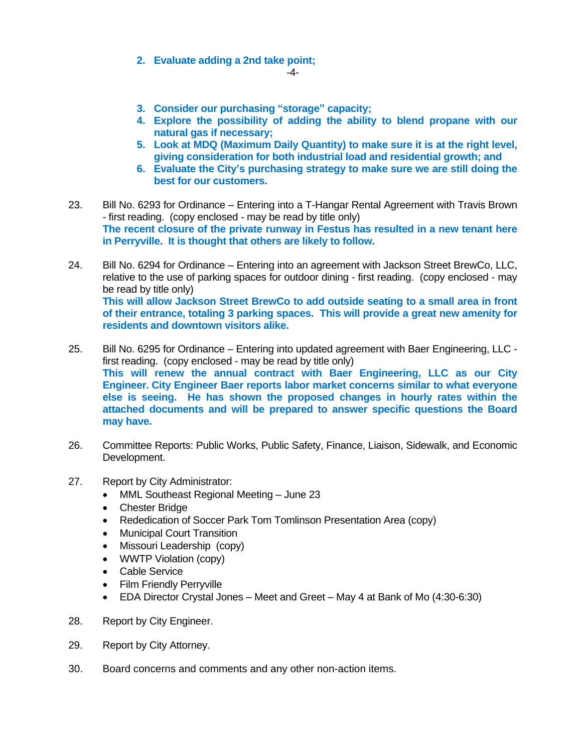2. **Evaluate adding a 2nd take point;**
3. **Consider our purchasing "storage" capacity;**
4. **Explore the possibility of adding the ability to blend propane with our natural gas if necessary;**
5. **Look at MDQ (Maximum Daily Quantity) to make sure it is at the right level, giving consideration for both industrial load and residential growth; and**
6. **Evaluate the City's purchasing strategy to make sure we are still doing the best for our customers.**

23. Bill No. 6293 for Ordinance – Entering into a T-Hangar Rental Agreement with Travis Brown - first reading. (copy enclosed - may be read by title only)
    **The recent closure of the private runway in Festus has resulted in a new tenant here in Perryville. It is thought that others are likely to follow.**

24. Bill No. 6294 for Ordinance – Entering into an agreement with Jackson Street BrewCo, LLC, relative to the use of parking spaces for outdoor dining - first reading. (copy enclosed - may be read by title only)
    **This will allow Jackson Street BrewCo to add outside seating to a small area in front of their entrance, totaling 3 parking spaces. This will provide a great new amenity for residents and downtown visitors alike.**

25. Bill No. 6295 for Ordinance – Entering into updated agreement with Baer Engineering, LLC - first reading. (copy enclosed - may be read by title only)
    **This will renew the annual contract with Baer Engineering, LLC as our City Engineer. City Engineer Baer reports labor market concerns similar to what everyone else is seeing. He has shown the proposed changes in hourly rates within the attached documents and will be prepared to answer specific questions the Board may have.**

26. Committee Reports: Public Works, Public Safety, Finance, Liaison, Sidewalk, and Economic Development.

27. Report by City Administrator:
    - MML Southeast Regional Meeting – June 23
    - Chester Bridge
    - Rededication of Soccer Park Tom Tomlinson Presentation Area (copy)
    - Municipal Court Transition
    - Missouri Leadership (copy)
    - WWTP Violation (copy)
    - Cable Service
    - Film Friendly Perryville
    - EDA Director Crystal Jones – Meet and Greet – May 4 at Bank of Mo (4:30-6:30)

28. Report by City Engineer.

29. Report by City Attorney.

30. Board concerns and comments and any other non-action items.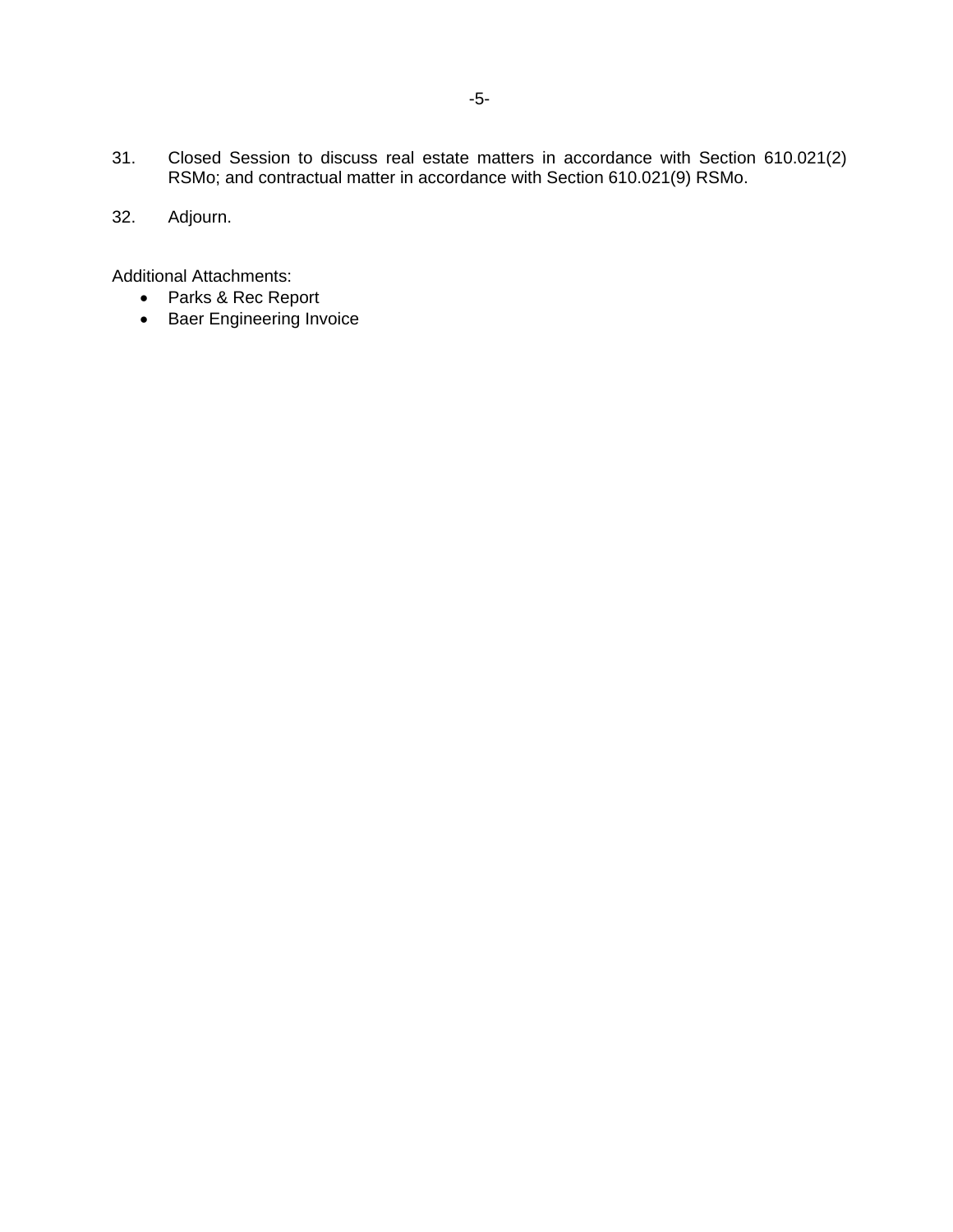31. Closed Session to discuss real estate matters in accordance with Section 610.021(2) RSMo; and contractual matter in accordance with Section 610.021(9) RSMo.

32. Adjourn.

Additional Attachments:

- Parks & Rec Report
- Baer Engineering Invoice